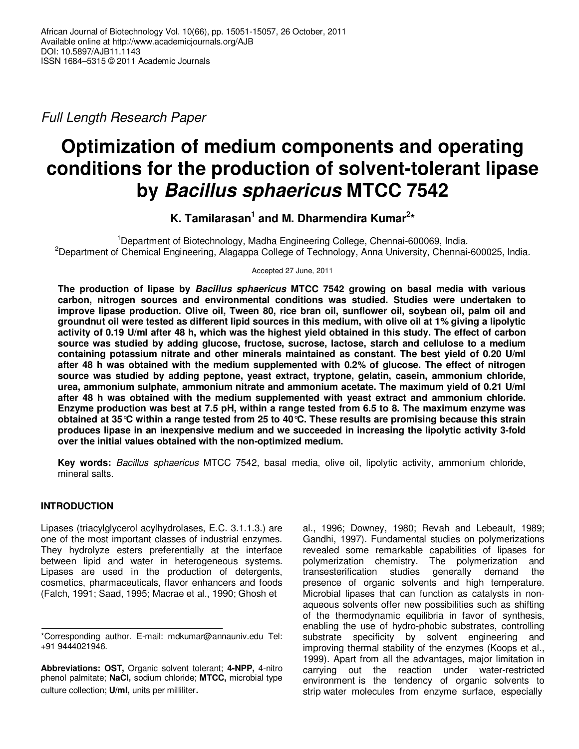Full Length Research Paper

# Optimization of medium components and operating conditions for the production of solvent-tolerant lipase by *Bacillus sphaericus* MTCC 7542

**K. Tamilarasan[1] and M. Dharmendira Kumar[2]***

[1]Department of Biotechnology, Madha Engineering College, Chennai-600069, India.
[2]Department of Chemical Engineering, Alagappa College of Technology, Anna University, Chennai-600025, India.

Accepted 27 June, 2011

**The production of lipase by *Bacillus sphaericus* MTCC 7542 growing on basal media with various carbon, nitrogen sources and environmental conditions was studied. Studies were undertaken to improve lipase production. Olive oil, Tween 80, rice bran oil, sunflower oil, soybean oil, palm oil and groundnut oil were tested as different lipid sources in this medium, with olive oil at 1% giving a lipolytic activity of 0.19 U/ml after 48 h, which was the highest yield obtained in this study. The effect of carbon source was studied by adding glucose, fructose, sucrose, lactose, starch and cellulose to a medium containing potassium nitrate and other minerals maintained as constant. The best yield of 0.20 U/ml after 48 h was obtained with the medium supplemented with 0.2% of glucose. The effect of nitrogen source was studied by adding peptone, yeast extract, tryptone, gelatin, casein, ammonium chloride, urea, ammonium sulphate, ammonium nitrate and ammonium acetate. The maximum yield of 0.21 U/ml after 48 h was obtained with the medium supplemented with yeast extract and ammonium chloride. Enzyme production was best at 7.5 pH, within a range tested from 6.5 to 8. The maximum enzyme was obtained at 35°C within a range tested from 25 to 40°C. These results are promising because this strain produces lipase in an inexpensive medium and we succeeded in increasing the lipolytic activity 3-fold over the initial values obtained with the non-optimized medium.**

**Key words:** *Bacillus sphaericus* MTCC 7542, basal media, olive oil, lipolytic activity, ammonium chloride, mineral salts.

## INTRODUCTION

Lipases (triacylglycerol acylhydrolases, E.C. 3.1.1.3.) are one of the most important classes of industrial enzymes. They hydrolyze esters preferentially at the interface between lipid and water in heterogeneous systems. Lipases are used in the production of detergents, cosmetics, pharmaceuticals, flavor enhancers and foods (Falch, 1991; Saad, 1995; Macrae et al., 1990; Ghosh et al., 1996; Downey, 1980; Revah and Lebeault, 1989; Gandhi, 1997). Fundamental studies on polymerizations revealed some remarkable capabilities of lipases for polymerization chemistry. The polymerization and transesterification studies generally demand the presence of organic solvents and high temperature. Microbial lipases that can function as catalysts in non-aqueous solvents offer new possibilities such as shifting of the thermodynamic equilibria in favor of synthesis, enabling the use of hydro-phobic substrates, controlling substrate specificity by solvent engineering and improving thermal stability of the enzymes (Koops et al., 1999). Apart from all the advantages, major limitation in carrying out the reaction under water-restricted environment is the tendency of organic solvents to strip water molecules from enzyme surface, especially

*Corresponding author. E-mail: mdkumar@annauniv.edu Tel: +91 9444021946.

**Abbreviations: OST,** Organic solvent tolerant; **4-NPP,** 4-nitro phenol palmitate; **NaCl,** sodium chloride; **MTCC,** microbial type culture collection; **U/ml,** units per milliliter.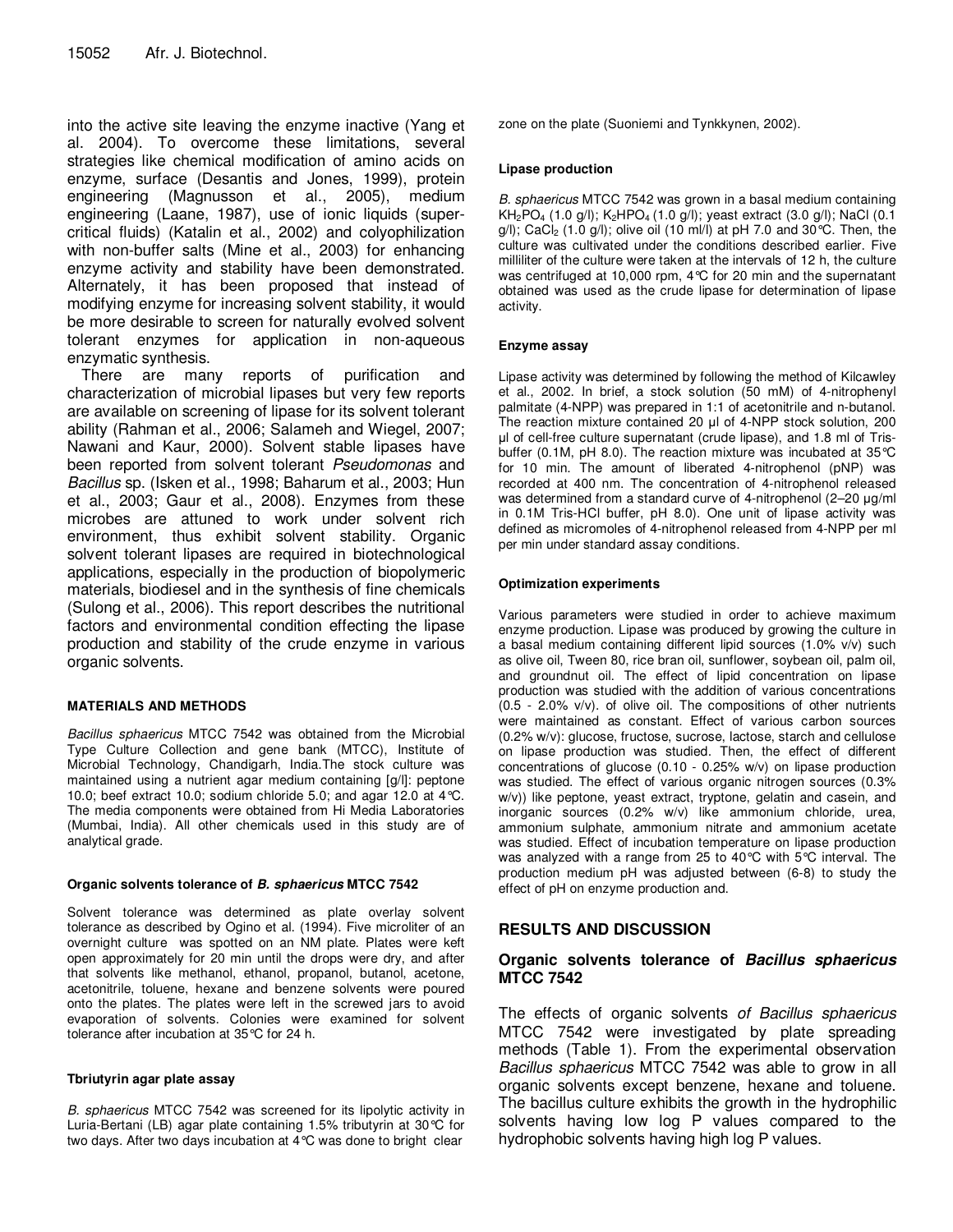into the active site leaving the enzyme inactive (Yang et al. 2004). To overcome these limitations, several strategies like chemical modification of amino acids on enzyme, surface (Desantis and Jones, 1999), protein engineering (Magnusson et al., 2005), medium engineering (Laane, 1987), use of ionic liquids (supercritical fluids) (Katalin et al., 2002) and colyophilization with non-buffer salts (Mine et al., 2003) for enhancing enzyme activity and stability have been demonstrated. Alternately, it has been proposed that instead of modifying enzyme for increasing solvent stability, it would be more desirable to screen for naturally evolved solvent tolerant enzymes for application in non-aqueous enzymatic synthesis.

There are many reports of purification and characterization of microbial lipases but very few reports are available on screening of lipase for its solvent tolerant ability (Rahman et al., 2006; Salameh and Wiegel, 2007; Nawani and Kaur, 2000). Solvent stable lipases have been reported from solvent tolerant *Pseudomonas* and *Bacillus* sp. (Isken et al., 1998; Baharum et al., 2003; Hun et al., 2003; Gaur et al., 2008). Enzymes from these microbes are attuned to work under solvent rich environment, thus exhibit solvent stability. Organic solvent tolerant lipases are required in biotechnological applications, especially in the production of biopolymeric materials, biodiesel and in the synthesis of fine chemicals (Sulong et al., 2006). This report describes the nutritional factors and environmental condition effecting the lipase production and stability of the crude enzyme in various organic solvents.

## MATERIALS AND METHODS

*Bacillus sphaericus* MTCC 7542 was obtained from the Microbial Type Culture Collection and gene bank (MTCC), Institute of Microbial Technology, Chandigarh, India.The stock culture was maintained using a nutrient agar medium containing [g/l]: peptone 10.0; beef extract 10.0; sodium chloride 5.0; and agar 12.0 at 4°C. The media components were obtained from Hi Media Laboratories (Mumbai, India). All other chemicals used in this study are of analytical grade.

### Organic solvents tolerance of *B. sphaericus* MTCC 7542

Solvent tolerance was determined as plate overlay solvent tolerance as described by Ogino et al. (1994). Five microliter of an overnight culture was spotted on an NM plate. Plates were keft open approximately for 20 min until the drops were dry, and after that solvents like methanol, ethanol, propanol, butanol, acetone, acetonitrile, toluene, hexane and benzene solvents were poured onto the plates. The plates were left in the screwed jars to avoid evaporation of solvents. Colonies were examined for solvent tolerance after incubation at 35°C for 24 h.

### Tbriutyrin agar plate assay

*B. sphaericus* MTCC 7542 was screened for its lipolytic activity in Luria-Bertani (LB) agar plate containing 1.5% tributyrin at 30°C for two days. After two days incubation at 4°C was done to bright clear zone on the plate (Suoniemi and Tynkkynen, 2002).

### Lipase production

*B. sphaericus* MTCC 7542 was grown in a basal medium containing $KH_2PO_4$ (1.0 g/l); $K_2HPO_4$ (1.0 g/l); yeast extract (3.0 g/l); NaCl (0.1 g/l); $CaCl_2$ (1.0 g/l); olive oil (10 ml/l) at pH 7.0 and 30°C. Then, the culture was cultivated under the conditions described earlier. Five milliliter of the culture were taken at the intervals of 12 h, the culture was centrifuged at 10,000 rpm, 4°C for 20 min and the supernatant obtained was used as the crude lipase for determination of lipase activity.

### Enzyme assay

Lipase activity was determined by following the method of Kilcawley et al., 2002. In brief, a stock solution (50 mM) of 4-nitrophenyl palmitate (4-NPP) was prepared in 1:1 of acetonitrile and n-butanol. The reaction mixture contained 20 µl of 4-NPP stock solution, 200 µl of cell-free culture supernatant (crude lipase), and 1.8 ml of Tris-buffer (0.1M, pH 8.0). The reaction mixture was incubated at 35°C for 10 min. The amount of liberated 4-nitrophenol (pNP) was recorded at 400 nm. The concentration of 4-nitrophenol released was determined from a standard curve of 4-nitrophenol (2–20 µg/ml in 0.1M Tris-HCl buffer, pH 8.0). One unit of lipase activity was defined as micromoles of 4-nitrophenol released from 4-NPP per ml per min under standard assay conditions.

### Optimization experiments

Various parameters were studied in order to achieve maximum enzyme production. Lipase was produced by growing the culture in a basal medium containing different lipid sources (1.0% v/v) such as olive oil, Tween 80, rice bran oil, sunflower, soybean oil, palm oil, and groundnut oil. The effect of lipid concentration on lipase production was studied with the addition of various concentrations (0.5 - 2.0% v/v). of olive oil. The compositions of other nutrients were maintained as constant. Effect of various carbon sources (0.2% w/v): glucose, fructose, sucrose, lactose, starch and cellulose on lipase production was studied. Then, the effect of different concentrations of glucose (0.10 - 0.25% w/v) on lipase production was studied. The effect of various organic nitrogen sources (0.3% w/v)) like peptone, yeast extract, tryptone, gelatin and casein, and inorganic sources (0.2% w/v) like ammonium chloride, urea, ammonium sulphate, ammonium nitrate and ammonium acetate was studied. Effect of incubation temperature on lipase production was analyzed with a range from 25 to 40°C with 5°C interval. The production medium pH was adjusted between (6-8) to study the effect of pH on enzyme production and.

## RESULTS AND DISCUSSION

### Organic solvents tolerance of *Bacillus sphaericus* MTCC 7542

The effects of organic solvents *of Bacillus sphaericus* MTCC 7542 were investigated by plate spreading methods (Table 1). From the experimental observation *Bacillus sphaericus* MTCC 7542 was able to grow in all organic solvents except benzene, hexane and toluene. The bacillus culture exhibits the growth in the hydrophilic solvents having low log P values compared to the hydrophobic solvents having high log P values.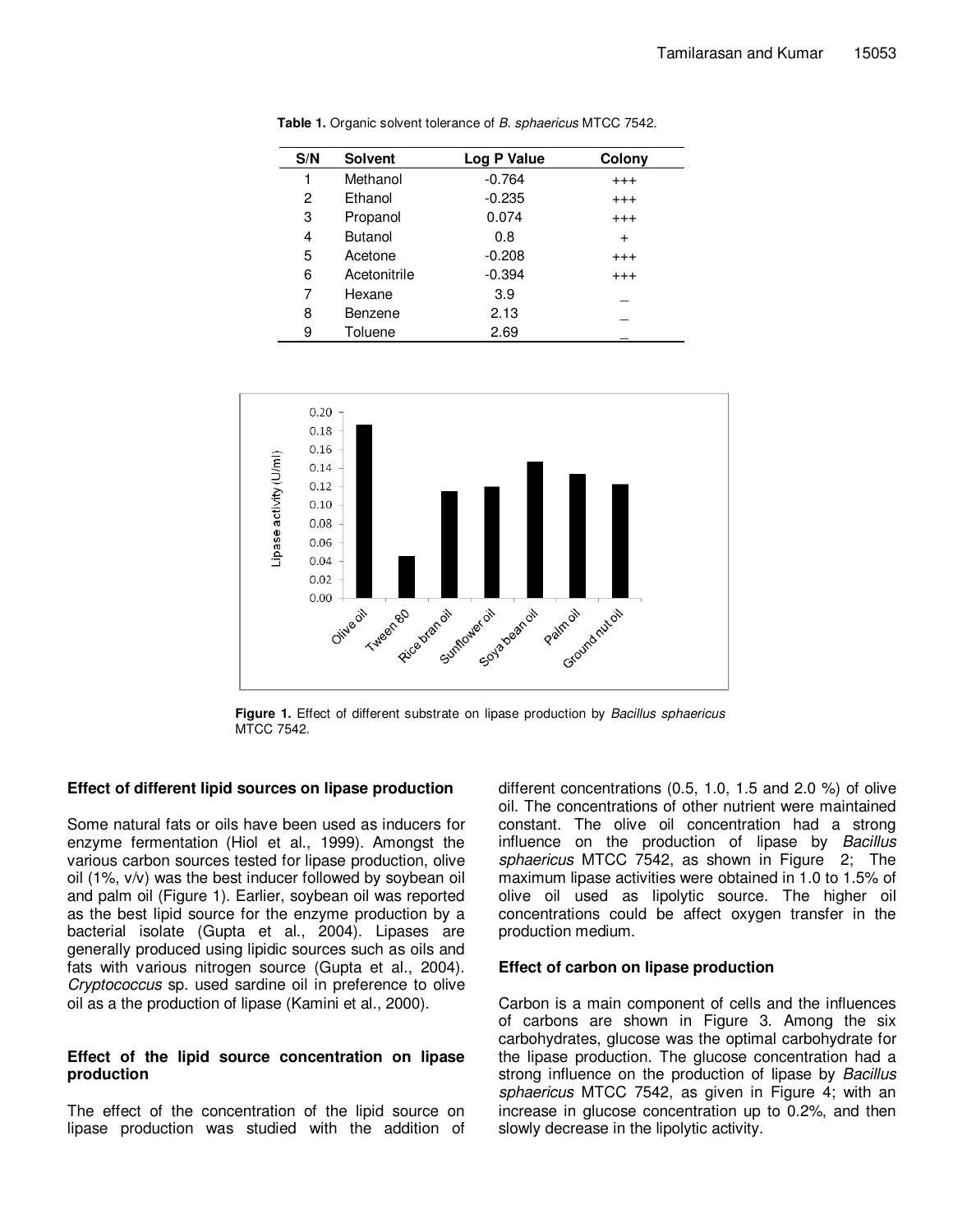**Table 1.** Organic solvent tolerance of *B. sphaericus* MTCC 7542.

| S/N | Solvent | Log P Value | Colony |
|---|---|---|---|
| 1 | Methanol | -0.764 | +++ |
| 2 | Ethanol | -0.235 | +++ |
| 3 | Propanol | 0.074 | +++ |
| 4 | Butanol | 0.8 | + |
| 5 | Acetone | -0.208 | +++ |
| 6 | Acetonitrile | -0.394 | +++ |
| 7 | Hexane | 3.9 | _ |
| 8 | Benzene | 2.13 | _ |
| 9 | Toluene | 2.69 | _ |

**Figure 1.** Effect of different substrate on lipase production by *Bacillus sphaericus* MTCC 7542.

## Effect of different lipid sources on lipase production

Some natural fats or oils have been used as inducers for enzyme fermentation (Hiol et al., 1999). Amongst the various carbon sources tested for lipase production, olive oil (1%, v/v) was the best inducer followed by soybean oil and palm oil (Figure 1). Earlier, soybean oil was reported as the best lipid source for the enzyme production by a bacterial isolate (Gupta et al., 2004). Lipases are generally produced using lipidic sources such as oils and fats with various nitrogen source (Gupta et al., 2004). *Cryptococcus* sp. used sardine oil in preference to olive oil as a the production of lipase (Kamini et al., 2000).

## Effect of the lipid source concentration on lipase production

The effect of the concentration of the lipid source on lipase production was studied with the addition of different concentrations (0.5, 1.0, 1.5 and 2.0 %) of olive oil. The concentrations of other nutrient were maintained constant. The olive oil concentration had a strong influence on the production of lipase by *Bacillus sphaericus* MTCC 7542, as shown in Figure 2; The maximum lipase activities were obtained in 1.0 to 1.5% of olive oil used as lipolytic source. The higher oil concentrations could be affect oxygen transfer in the production medium.

## Effect of carbon on lipase production

Carbon is a main component of cells and the influences of carbons are shown in Figure 3. Among the six carbohydrates, glucose was the optimal carbohydrate for the lipase production. The glucose concentration had a strong influence on the production of lipase by *Bacillus sphaericus* MTCC 7542, as given in Figure 4; with an increase in glucose concentration up to 0.2%, and then slowly decrease in the lipolytic activity.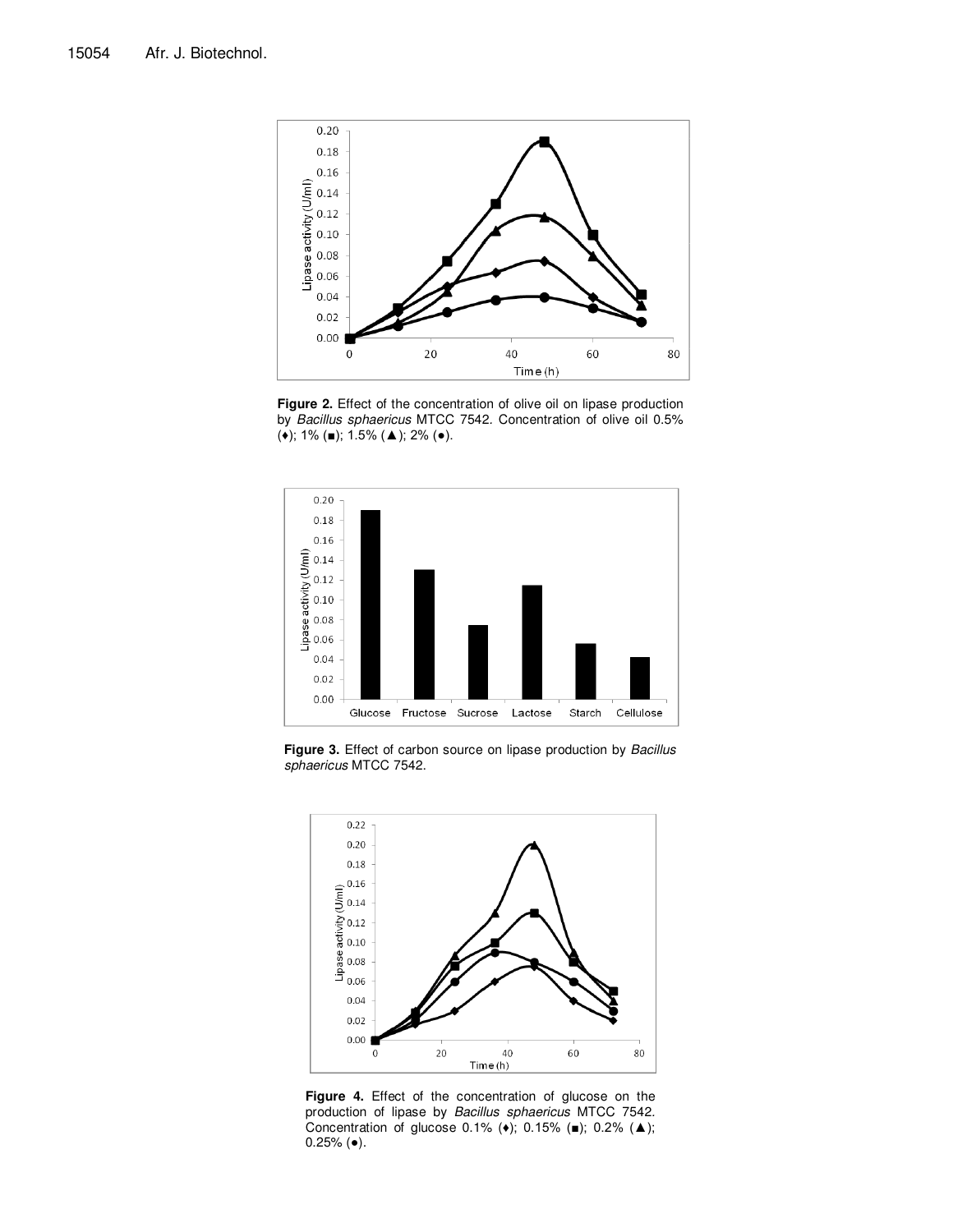**Figure 2.** Effect of the concentration of olive oil on lipase production by *Bacillus sphaericus* MTCC 7542. Concentration of olive oil 0.5% (♦); 1% (■); 1.5% (▲); 2% (●).

**Figure 3.** Effect of carbon source on lipase production by *Bacillus sphaericus* MTCC 7542.

**Figure 4.** Effect of the concentration of glucose on the production of lipase by *Bacillus sphaericus* MTCC 7542. Concentration of glucose 0.1% (♦); 0.15% (■); 0.2% (▲); 0.25% (●).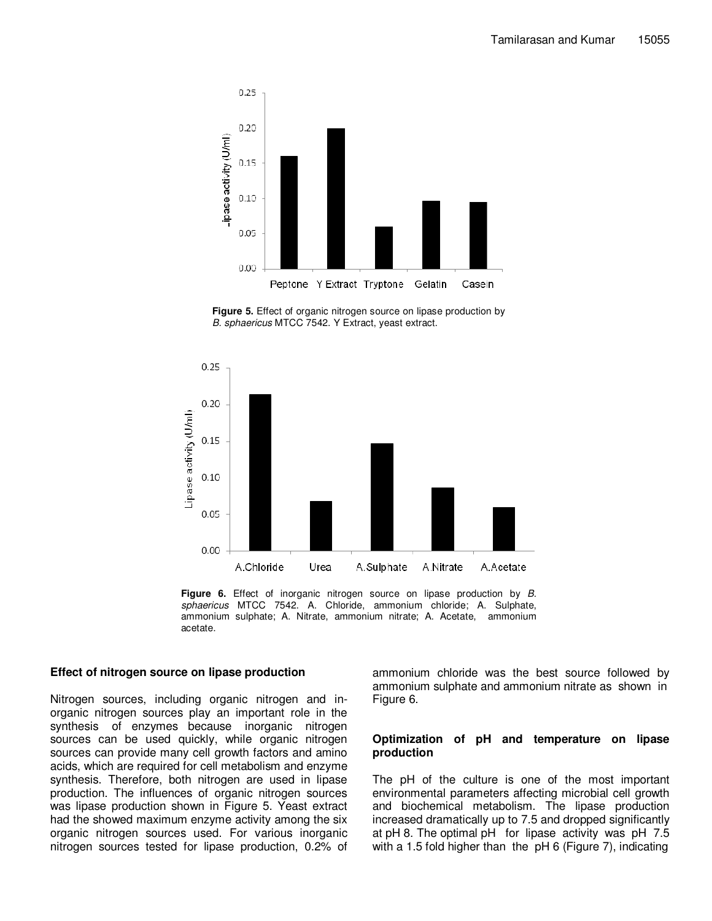**Figure 5.** Effect of organic nitrogen source on lipase production by *B. sphaericus* MTCC 7542. Y Extract, yeast extract.

**Figure 6.** Effect of inorganic nitrogen source on lipase production by *B. sphaericus* MTCC 7542. A. Chloride, ammonium chloride; A. Sulphate, ammonium sulphate; A. Nitrate, ammonium nitrate; A. Acetate, ammonium acetate.

### Effect of nitrogen source on lipase production

Nitrogen sources, including organic nitrogen and in-organic nitrogen sources play an important role in the synthesis of enzymes because inorganic nitrogen sources can be used quickly, while organic nitrogen sources can provide many cell growth factors and amino acids, which are required for cell metabolism and enzyme synthesis. Therefore, both nitrogen are used in lipase production. The influences of organic nitrogen sources was lipase production shown in Figure 5. Yeast extract had the showed maximum enzyme activity among the six organic nitrogen sources used. For various inorganic nitrogen sources tested for lipase production, 0.2% of ammonium chloride was the best source followed by ammonium sulphate and ammonium nitrate as shown in Figure 6.

### Optimization of pH and temperature on lipase production

The pH of the culture is one of the most important environmental parameters affecting microbial cell growth and biochemical metabolism. The lipase production increased dramatically up to 7.5 and dropped significantly at pH 8. The optimal pH for lipase activity was pH 7.5 with a 1.5 fold higher than the pH 6 (Figure 7), indicating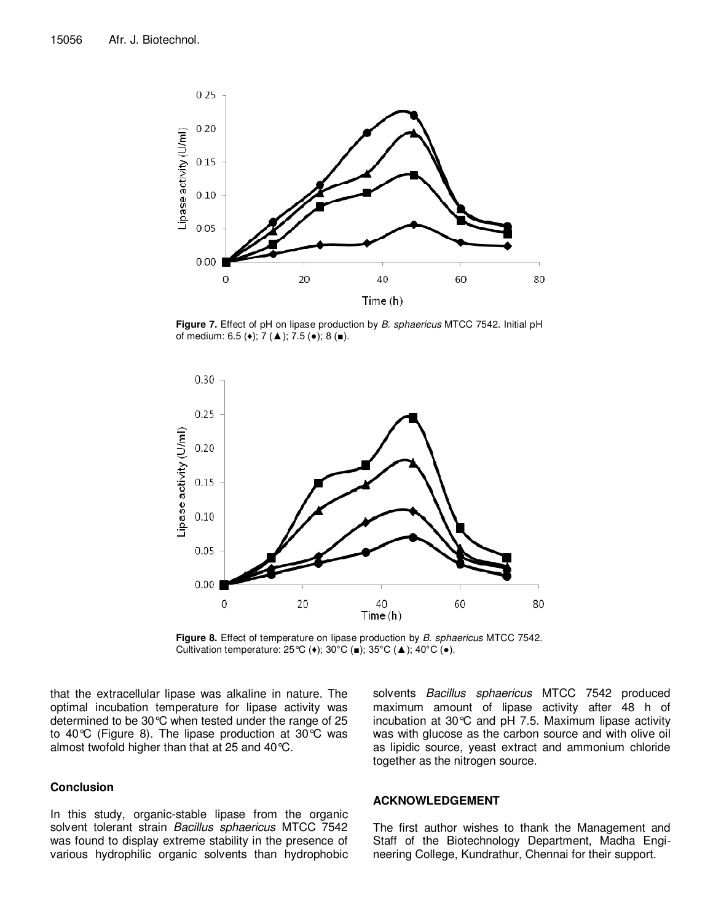**Figure 7.** Effect of pH on lipase production by *B. sphaericus* MTCC 7542. Initial pH of medium: 6.5 (♦); 7 (▲); 7.5 (●); 8 (■).

**Figure 8.** Effect of temperature on lipase production by *B. sphaericus* MTCC 7542. Cultivation temperature: 25°C (♦); 30°C (■); 35°C (▲); 40°C (●).

that the extracellular lipase was alkaline in nature. The optimal incubation temperature for lipase activity was determined to be 30°C when tested under the range of 25 to 40°C (Figure 8). The lipase production at 30°C was almost twofold higher than that at 25 and 40°C.

## Conclusion

In this study, organic-stable lipase from the organic solvent tolerant strain *Bacillus sphaericus* MTCC 7542 was found to display extreme stability in the presence of various hydrophilic organic solvents than hydrophobic solvents *Bacillus sphaericus* MTCC 7542 produced maximum amount of lipase activity after 48 h of incubation at 30°C and pH 7.5. Maximum lipase activity was with glucose as the carbon source and with olive oil as lipidic source, yeast extract and ammonium chloride together as the nitrogen source.

## ACKNOWLEDGEMENT

The first author wishes to thank the Management and Staff of the Biotechnology Department, Madha Engineering College, Kundrathur, Chennai for their support.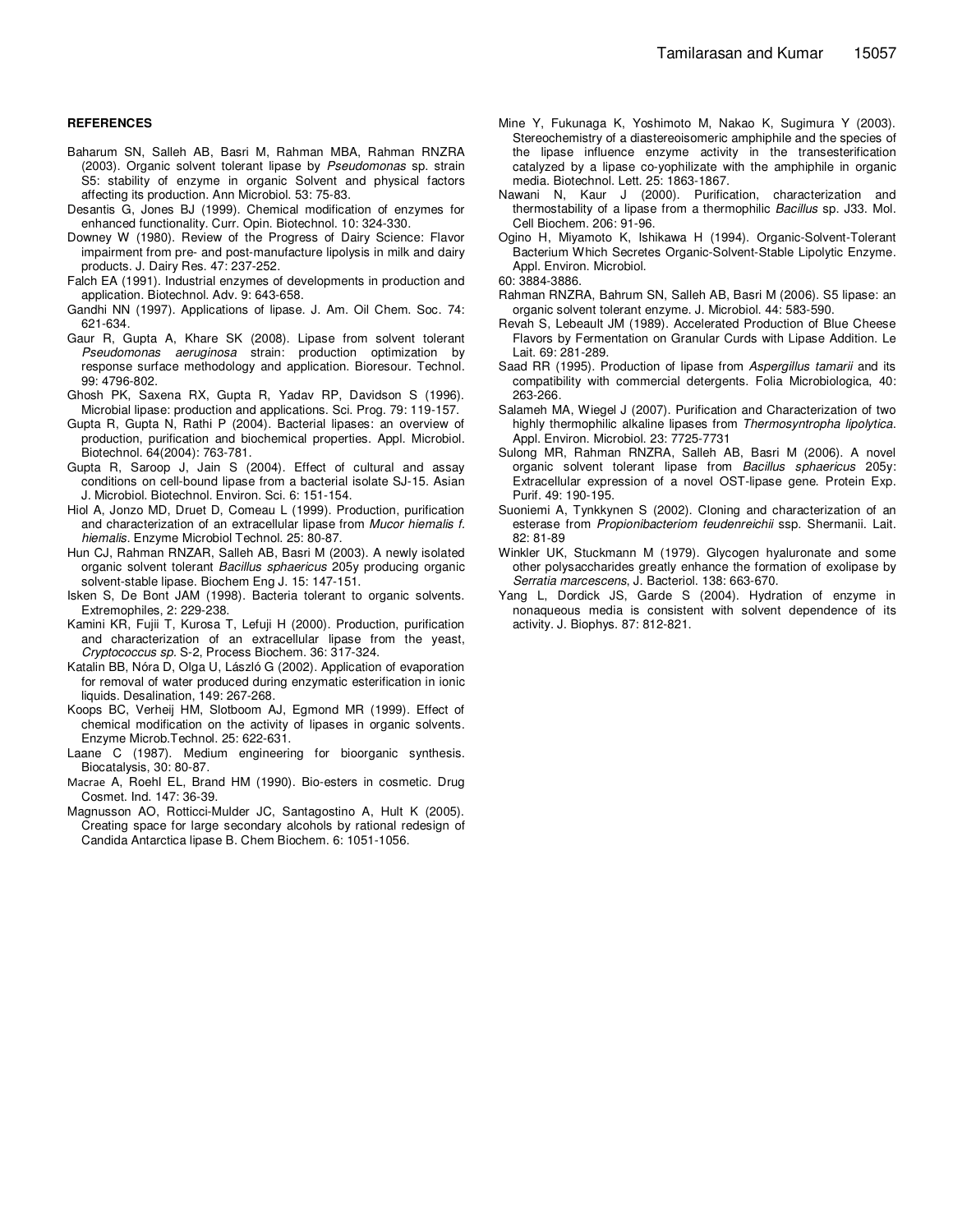**REFERENCES**

Baharum SN, Salleh AB, Basri M, Rahman MBA, Rahman RNZRA (2003). Organic solvent tolerant lipase by *Pseudomonas* sp. strain S5: stability of enzyme in organic Solvent and physical factors affecting its production. Ann Microbiol. 53: 75-83.

Desantis G, Jones BJ (1999). Chemical modification of enzymes for enhanced functionality. Curr. Opin. Biotechnol. 10: 324-330.

Downey W (1980). Review of the Progress of Dairy Science: Flavor impairment from pre- and post-manufacture lipolysis in milk and dairy products. J. Dairy Res. 47: 237-252.

Falch EA (1991). Industrial enzymes of developments in production and application. Biotechnol. Adv. 9: 643-658.

Gandhi NN (1997). Applications of lipase. J. Am. Oil Chem. Soc. 74: 621-634.

Gaur R, Gupta A, Khare SK (2008). Lipase from solvent tolerant *Pseudomonas aeruginosa* strain: production optimization by response surface methodology and application. Bioresour. Technol. 99: 4796-802.

Ghosh PK, Saxena RX, Gupta R, Yadav RP, Davidson S (1996). Microbial lipase: production and applications. Sci. Prog. 79: 119-157.

Gupta R, Gupta N, Rathi P (2004). Bacterial lipases: an overview of production, purification and biochemical properties. Appl. Microbiol. Biotechnol. 64(2004): 763-781.

Gupta R, Saroop J, Jain S (2004). Effect of cultural and assay conditions on cell-bound lipase from a bacterial isolate SJ-15. Asian J. Microbiol. Biotechnol. Environ. Sci. 6: 151-154.

Hiol A, Jonzo MD, Druet D, Comeau L (1999). Production, purification and characterization of an extracellular lipase from *Mucor hiemalis f. hiemalis*. Enzyme Microbiol Technol. 25: 80-87.

Hun CJ, Rahman RNZAR, Salleh AB, Basri M (2003). A newly isolated organic solvent tolerant *Bacillus sphaericus* 205y producing organic solvent-stable lipase. Biochem Eng J. 15: 147-151.

Isken S, De Bont JAM (1998). Bacteria tolerant to organic solvents. Extremophiles, 2: 229-238.

Kamini KR, Fujii T, Kurosa T, Lefuji H (2000). Production, purification and characterization of an extracellular lipase from the yeast, *Cryptococcus sp.* S-2, Process Biochem. 36: 317-324.

Katalin BB, Nóra D, Olga U, László G (2002). Application of evaporation for removal of water produced during enzymatic esterification in ionic liquids. Desalination, 149: 267-268.

Koops BC, Verheij HM, Slotboom AJ, Egmond MR (1999). Effect of chemical modification on the activity of lipases in organic solvents. Enzyme Microb.Technol. 25: 622-631.

Laane C (1987). Medium engineering for bioorganic synthesis. Biocatalysis, 30: 80-87.

Macrae A, Roehl EL, Brand HM (1990). Bio-esters in cosmetic. Drug Cosmet. Ind. 147: 36-39.

Magnusson AO, Rotticci-Mulder JC, Santagostino A, Hult K (2005). Creating space for large secondary alcohols by rational redesign of Candida Antarctica lipase B. Chem Biochem. 6: 1051-1056.

Mine Y, Fukunaga K, Yoshimoto M, Nakao K, Sugimura Y (2003). Stereochemistry of a diastereoisomeric amphiphile and the species of the lipase influence enzyme activity in the transesterification catalyzed by a lipase co-yophilizate with the amphiphile in organic media. Biotechnol. Lett. 25: 1863-1867.

Nawani N, Kaur J (2000). Purification, characterization and thermostability of a lipase from a thermophilic *Bacillus* sp. J33. Mol. Cell Biochem. 206: 91-96.

Ogino H, Miyamoto K, Ishikawa H (1994). Organic-Solvent-Tolerant Bacterium Which Secretes Organic-Solvent-Stable Lipolytic Enzyme. Appl. Environ. Microbiol.

60: 3884-3886.

Rahman RNZRA, Bahrum SN, Salleh AB, Basri M (2006). S5 lipase: an organic solvent tolerant enzyme. J. Microbiol. 44: 583-590.

Revah S, Lebeault JM (1989). Accelerated Production of Blue Cheese Flavors by Fermentation on Granular Curds with Lipase Addition. Le Lait. 69: 281-289.

Saad RR (1995). Production of lipase from *Aspergillus tamarii* and its compatibility with commercial detergents. Folia Microbiologica, 40: 263-266.

Salameh MA, Wiegel J (2007). Purification and Characterization of two highly thermophilic alkaline lipases from *Thermosyntropha lipolytica*. Appl. Environ. Microbiol. 23: 7725-7731

Sulong MR, Rahman RNZRA, Salleh AB, Basri M (2006). A novel organic solvent tolerant lipase from *Bacillus sphaericus* 205y: Extracellular expression of a novel OST-lipase gene. Protein Exp. Purif. 49: 190-195.

Suoniemi A, Tynkkynen S (2002). Cloning and characterization of an esterase from *Propionibacteriom feudenreichii* ssp. Shermanii. Lait. 82: 81-89

Winkler UK, Stuckmann M (1979). Glycogen hyaluronate and some other polysaccharides greatly enhance the formation of exolipase by *Serratia marcescens*, J. Bacteriol. 138: 663-670.

Yang L, Dordick JS, Garde S (2004). Hydration of enzyme in nonaqueous media is consistent with solvent dependence of its activity. J. Biophys. 87: 812-821.